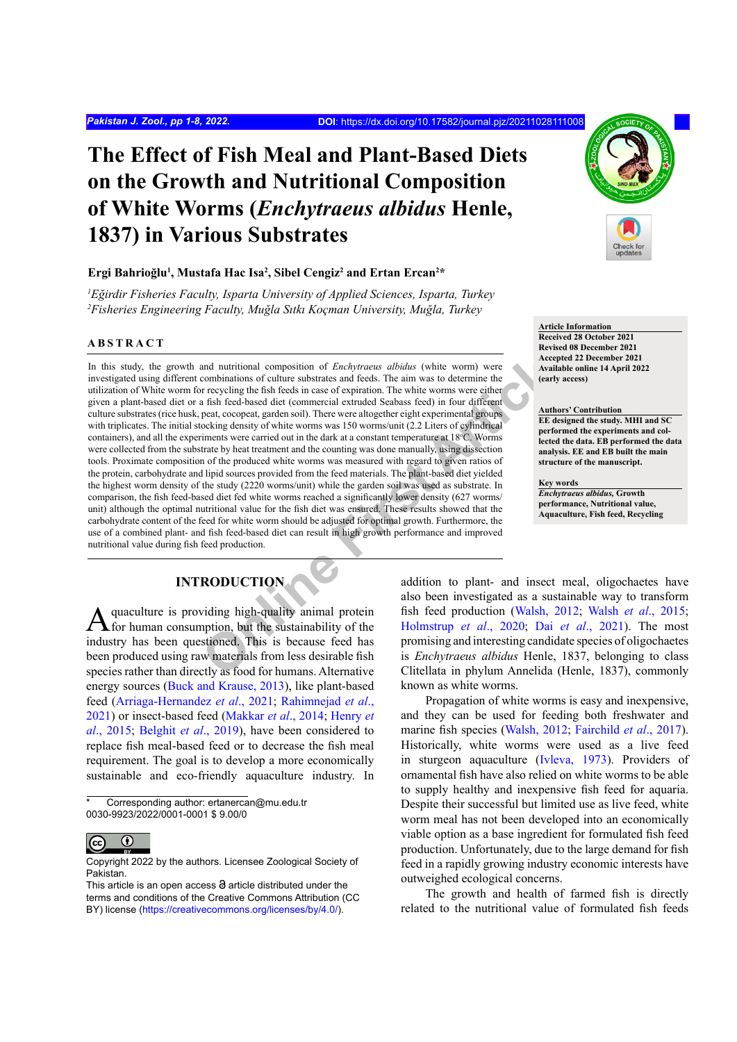# The Effect of Fish Meal and Plant-Based Diets on the Growth and Nutritional Composition of White Worms (*Enchytraeus albidus* Henle, 1837) in Various Substrates

**Ergi Bahrioğlu[1], Mustafa Hac Isa[2], Sibel Cengiz[2] and Ertan Ercan[2]***

*[1]Eğirdir Fisheries Faculty, Isparta University of Applied Sciences, Isparta, Turkey*
*[2]Fisheries Engineering Faculty, Muğla Sıtkı Koçman University, Muğla, Turkey*

**Article Information**
**Received 28 October 2021**
**Revised 08 December 2021**
**Accepted 22 December 2021**
**Available online 14 April 2022 (early access)**

**Authors' Contribution**
**EE designed the study. MHI and SC performed the experiments and collected the data. EB performed the data analysis. EE and EB built the main structure of the manuscript.**

**Key words**
***Enchytraeus albidus*, Growth performance, Nutritional value, Aquaculture, Fish feed, Recycling**

## ABSTRACT

In this study, the growth and nutritional composition of *Enchytraeus albidus* (white worm) were investigated using different combinations of culture substrates and feeds. The aim was to determine the utilization of White worm for recycling the fish feeds in case of expiration. The white worms were either given a plant-based diet or a fish feed-based diet (commercial extruded Seabass feed) in four different culture substrates (rice husk, peat, cocopeat, garden soil). There were altogether eight experimental groups with triplicates. The initial stocking density of white worms was 150 worms/unit (2.2 Liters of cylindrical containers), and all the experiments were carried out in the dark at a constant temperature at 18°C. Worms were collected from the substrate by heat treatment and the counting was done manually, using dissection tools. Proximate composition of the produced white worms was measured with regard to given ratios of the protein, carbohydrate and lipid sources provided from the feed materials. The plant-based diet yielded the highest worm density of the study (2220 worms/unit) while the garden soil was used as substrate. In comparison, the fish feed-based diet fed white worms reached a significantly lower density (627 worms/unit) although the optimal nutritional value for the fish diet was ensured. These results showed that the carbohydrate content of the feed for white worm should be adjusted for optimal growth. Furthermore, the use of a combined plant- and fish feed-based diet can result in high growth performance and improved nutritional value during fish feed production.

## INTRODUCTION

Aquaculture is providing high-quality animal protein for human consumption, but the sustainability of the industry has been questioned. This is because feed has been produced using raw materials from less desirable fish species rather than directly as food for humans. Alternative energy sources (Buck and Krause, 2013), like plant-based feed (Arriaga-Hernandez *et al*., 2021; Rahimnejad *et al*., 2021) or insect-based feed (Makkar *et al*., 2014; Henry *et al*., 2015; Belghit *et al*., 2019), have been considered to replace fish meal-based feed or to decrease the fish meal requirement. The goal is to develop a more economically sustainable and eco-friendly aquaculture industry. In addition to plant- and insect meal, oligochaetes have also been investigated as a sustainable way to transform fish feed production (Walsh, 2012; Walsh *et al*., 2015; Holmstrup *et al*., 2020; Dai *et al*., 2021). The most promising and interesting candidate species of oligochaetes is *Enchytraeus albidus* Henle, 1837, belonging to class Clitellata in phylum Annelida (Henle, 1837), commonly known as white worms.

Propagation of white worms is easy and inexpensive, and they can be used for feeding both freshwater and marine fish species (Walsh, 2012; Fairchild *et al*., 2017). Historically, white worms were used as a live feed in sturgeon aquaculture (Ivleva, 1973). Providers of ornamental fish have also relied on white worms to be able to supply healthy and inexpensive fish feed for aquaria. Despite their successful but limited use as live feed, white worm meal has not been developed into an economically viable option as a base ingredient for formulated fish feed production. Unfortunately, due to the large demand for fish feed in a rapidly growing industry economic interests have outweighed ecological concerns.

The growth and health of farmed fish is directly related to the nutritional value of formulated fish feeds

\* Corresponding author: ertanercan@mu.edu.tr
0030-9923/2022/0001-0001 $ 9.00/0

Copyright 2022 by the authors. Licensee Zoological Society of Pakistan.
This article is an open access article distributed under the terms and conditions of the Creative Commons Attribution (CC BY) license (https://creativecommons.org/licenses/by/4.0/).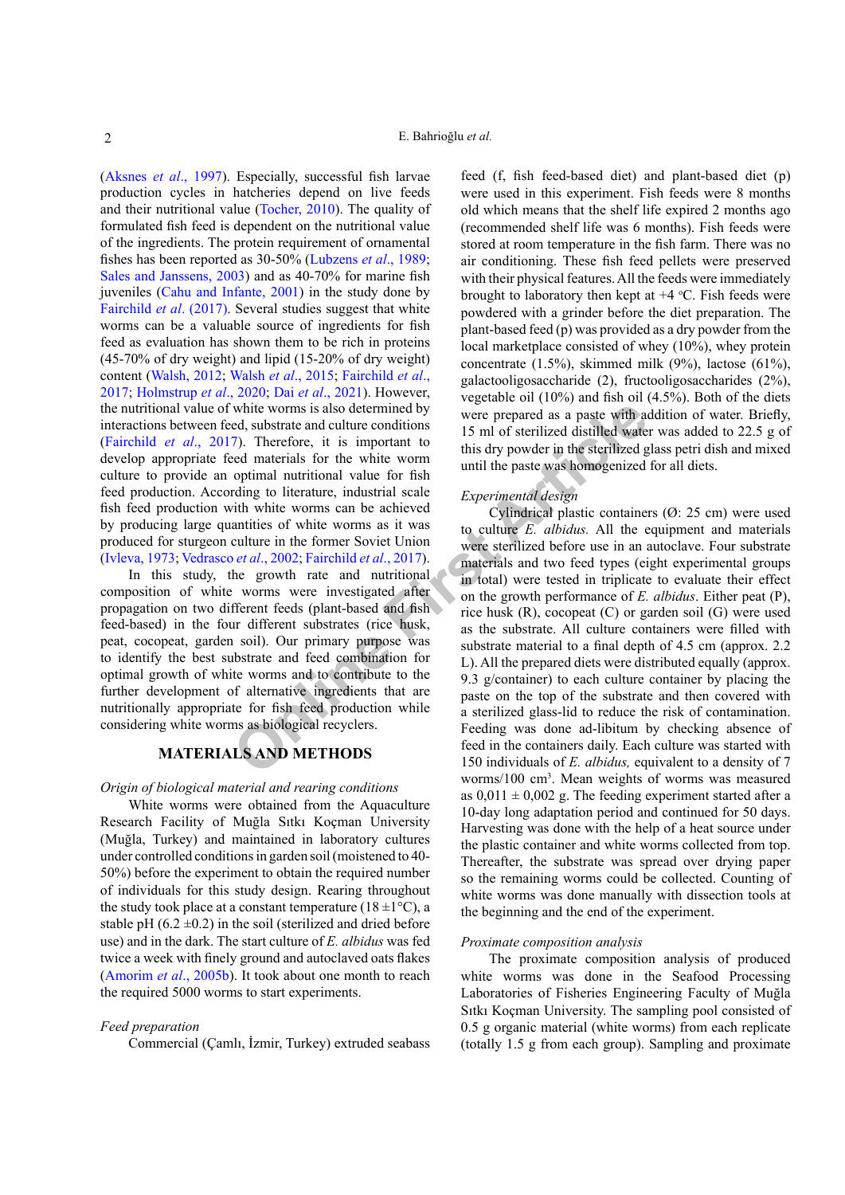(Aksnes *et al*., 1997). Especially, successful fish larvae production cycles in hatcheries depend on live feeds and their nutritional value (Tocher, 2010). The quality of formulated fish feed is dependent on the nutritional value of the ingredients. The protein requirement of ornamental fishes has been reported as 30-50% (Lubzens *et al*., 1989; Sales and Janssens, 2003) and as 40-70% for marine fish juveniles (Cahu and Infante, 2001) in the study done by Fairchild *et al*. (2017). Several studies suggest that white worms can be a valuable source of ingredients for fish feed as evaluation has shown them to be rich in proteins (45-70% of dry weight) and lipid (15-20% of dry weight) content (Walsh, 2012; Walsh *et al*., 2015; Fairchild *et al*., 2017; Holmstrup *et al*., 2020; Dai *et al*., 2021). However, the nutritional value of white worms is also determined by interactions between feed, substrate and culture conditions (Fairchild *et al*., 2017). Therefore, it is important to develop appropriate feed materials for the white worm culture to provide an optimal nutritional value for fish feed production. According to literature, industrial scale fish feed production with white worms can be achieved by producing large quantities of white worms as it was produced for sturgeon culture in the former Soviet Union (Ivleva, 1973; Vedrasco *et al*., 2002; Fairchild *et al*., 2017).

In this study, the growth rate and nutritional composition of white worms were investigated after propagation on two different feeds (plant-based and fish feed-based) in the four different substrates (rice husk, peat, cocopeat, garden soil). Our primary purpose was to identify the best substrate and feed combination for optimal growth of white worms and to contribute to the further development of alternative ingredients that are nutritionally appropriate for fish feed production while considering white worms as biological recyclers.

## MATERIALS AND METHODS

### *Origin of biological material and rearing conditions*

White worms were obtained from the Aquaculture Research Facility of Muğla Sıtkı Koçman University (Muğla, Turkey) and maintained in laboratory cultures under controlled conditions in garden soil (moistened to 40-50%) before the experiment to obtain the required number of individuals for this study design. Rearing throughout the study took place at a constant temperature (18 ±1°C), a stable pH (6.2 ±0.2) in the soil (sterilized and dried before use) and in the dark. The start culture of *E. albidus* was fed twice a week with finely ground and autoclaved oats flakes (Amorim *et al*., 2005b). It took about one month to reach the required 5000 worms to start experiments.

### *Feed preparation*

Commercial (Çamlı, İzmir, Turkey) extruded seabass feed (f, fish feed-based diet) and plant-based diet (p) were used in this experiment. Fish feeds were 8 months old which means that the shelf life expired 2 months ago (recommended shelf life was 6 months). Fish feeds were stored at room temperature in the fish farm. There was no air conditioning. These fish feed pellets were preserved with their physical features. All the feeds were immediately brought to laboratory then kept at +4 °C. Fish feeds were powdered with a grinder before the diet preparation. The plant-based feed (p) was provided as a dry powder from the local marketplace consisted of whey (10%), whey protein concentrate (1.5%), skimmed milk (9%), lactose (61%), galactooligosaccharide (2), fructooligosaccharides (2%), vegetable oil (10%) and fish oil (4.5%). Both of the diets were prepared as a paste with addition of water. Briefly, 15 ml of sterilized distilled water was added to 22.5 g of this dry powder in the sterilized glass petri dish and mixed until the paste was homogenized for all diets.

### *Experimental design*

Cylindrical plastic containers (Ø: 25 cm) were used to culture *E. albidus.* All the equipment and materials were sterilized before use in an autoclave. Four substrate materials and two feed types (eight experimental groups in total) were tested in triplicate to evaluate their effect on the growth performance of *E. albidus*. Either peat (P), rice husk (R), cocopeat (C) or garden soil (G) were used as the substrate. All culture containers were filled with substrate material to a final depth of 4.5 cm (approx. 2.2 L). All the prepared diets were distributed equally (approx. 9.3 g/container) to each culture container by placing the paste on the top of the substrate and then covered with a sterilized glass-lid to reduce the risk of contamination. Feeding was done ad-libitum by checking absence of feed in the containers daily. Each culture was started with 150 individuals of *E. albidus,* equivalent to a density of 7 worms/100 cm$^3$. Mean weights of worms was measured as 0,011 ± 0,002 g. The feeding experiment started after a 10-day long adaptation period and continued for 50 days. Harvesting was done with the help of a heat source under the plastic container and white worms collected from top. Thereafter, the substrate was spread over drying paper so the remaining worms could be collected. Counting of white worms was done manually with dissection tools at the beginning and the end of the experiment.

### *Proximate composition analysis*

The proximate composition analysis of produced white worms was done in the Seafood Processing Laboratories of Fisheries Engineering Faculty of Muğla Sıtkı Koçman University. The sampling pool consisted of 0.5 g organic material (white worms) from each replicate (totally 1.5 g from each group). Sampling and proximate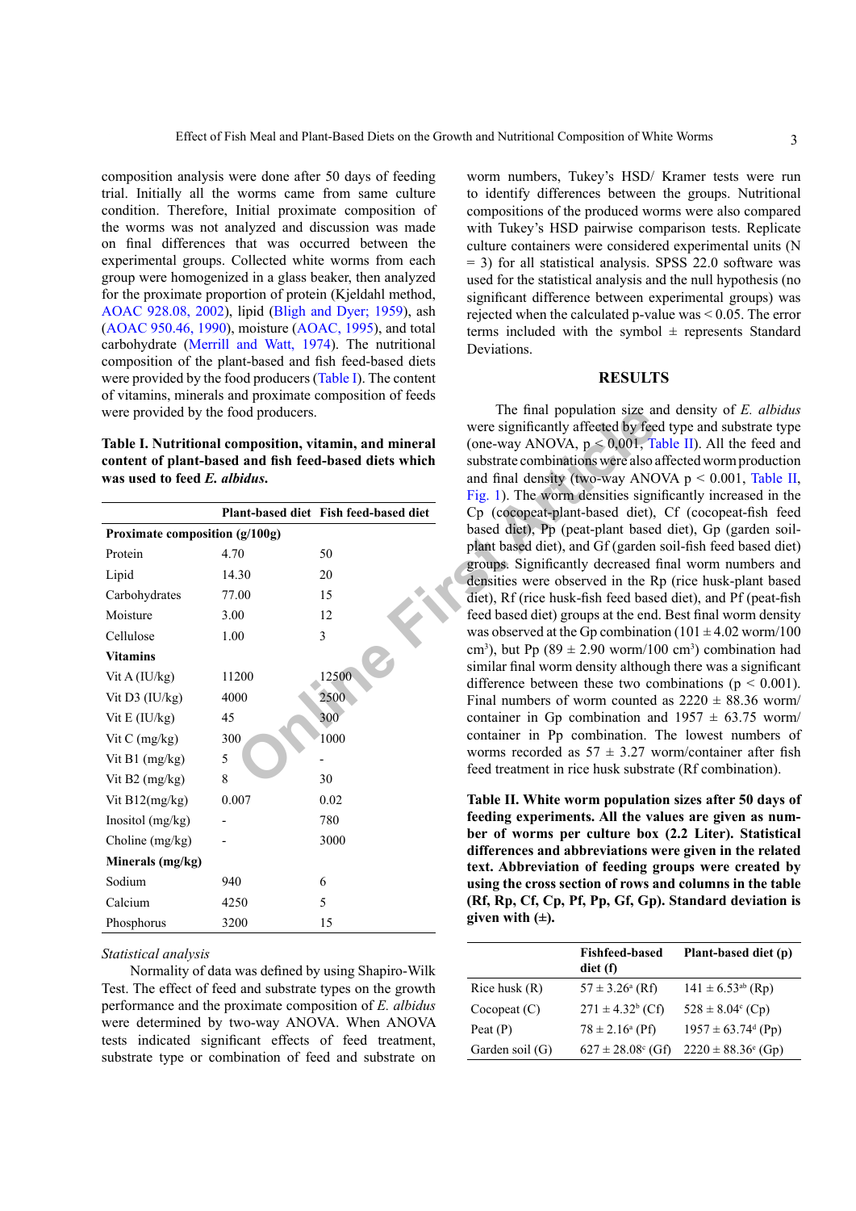composition analysis were done after 50 days of feeding trial. Initially all the worms came from same culture condition. Therefore, Initial proximate composition of the worms was not analyzed and discussion was made on final differences that was occurred between the experimental groups. Collected white worms from each group were homogenized in a glass beaker, then analyzed for the proximate proportion of protein (Kjeldahl method, AOAC 928.08, 2002), lipid (Bligh and Dyer; 1959), ash (AOAC 950.46, 1990), moisture (AOAC, 1995), and total carbohydrate (Merrill and Watt, 1974). The nutritional composition of the plant-based and fish feed-based diets were provided by the food producers (Table I). The content of vitamins, minerals and proximate composition of feeds were provided by the food producers.

**Table I. Nutritional composition, vitamin, and mineral content of plant-based and fish feed-based diets which was used to feed *E. albidus*.**

| | Plant-based diet | Fish feed-based diet |
|---|---|---|
| **Proximate composition (g/100g)** | | |
| Protein | 4.70 | 50 |
| Lipid | 14.30 | 20 |
| Carbohydrates | 77.00 | 15 |
| Moisture | 3.00 | 12 |
| Cellulose | 1.00 | 3 |
| **Vitamins** | | |
| Vit A (IU/kg) | 11200 | 12500 |
| Vit D3 (IU/kg) | 4000 | 2500 |
| Vit E (IU/kg) | 45 | 300 |
| Vit C (mg/kg) | 300 | 1000 |
| Vit B1 (mg/kg) | 5 | - |
| Vit B2 (mg/kg) | 8 | 30 |
| Vit B12(mg/kg) | 0.007 | 0.02 |
| Inositol (mg/kg) | - | 780 |
| Choline (mg/kg) | - | 3000 |
| **Minerals (mg/kg)** | | |
| Sodium | 940 | 6 |
| Calcium | 4250 | 5 |
| Phosphorus | 3200 | 15 |

*Statistical analysis*

Normality of data was defined by using Shapiro-Wilk Test. The effect of feed and substrate types on the growth performance and the proximate composition of *E. albidus* were determined by two-way ANOVA. When ANOVA tests indicated significant effects of feed treatment, substrate type or combination of feed and substrate on worm numbers, Tukey's HSD/ Kramer tests were run to identify differences between the groups. Nutritional compositions of the produced worms were also compared with Tukey's HSD pairwise comparison tests. Replicate culture containers were considered experimental units (N = 3) for all statistical analysis. SPSS 22.0 software was used for the statistical analysis and the null hypothesis (no significant difference between experimental groups) was rejected when the calculated p-value was < 0.05. The error terms included with the symbol ± represents Standard Deviations.

## RESULTS

The final population size and density of *E. albidus* were significantly affected by feed type and substrate type (one-way ANOVA, $p < 0{,}001$, Table II). All the feed and substrate combinations were also affected worm production and final density (two-way ANOVA $p < 0.001$, Table II, Fig. 1). The worm densities significantly increased in the Cp (cocopeat-plant-based diet), Cf (cocopeat-fish feed based diet), Pp (peat-plant based diet), Gp (garden soil-plant based diet), and Gf (garden soil-fish feed based diet) groups. Significantly decreased final worm numbers and densities were observed in the Rp (rice husk-plant based diet), Rf (rice husk-fish feed based diet), and Pf (peat-fish feed based diet) groups at the end. Best final worm density was observed at the Gp combination (101 ± 4.02 worm/100 cm$^3$), but Pp (89 ± 2.90 worm/100 cm$^3$) combination had similar final worm density although there was a significant difference between these two combinations ($p < 0.001$). Final numbers of worm counted as 2220 ± 88.36 worm/container in Gp combination and 1957 ± 63.75 worm/container in Pp combination. The lowest numbers of worms recorded as 57 ± 3.27 worm/container after fish feed treatment in rice husk substrate (Rf combination).

**Table II. White worm population sizes after 50 days of feeding experiments. All the values are given as number of worms per culture box (2.2 Liter). Statistical differences and abbreviations were given in the related text. Abbreviation of feeding groups were created by using the cross section of rows and columns in the table (Rf, Rp, Cf, Cp, Pf, Pp, Gf, Gp). Standard deviation is given with (±).**

| | Fishfeed-based diet (f) | Plant-based diet (p) |
|---|---|---|
| Rice husk (R) | 57 ± 3.26[a] (Rf) | 141 ± 6.53[ab] (Rp) |
| Cocopeat (C) | 271 ± 4.32[b] (Cf) | 528 ± 8.04[c] (Cp) |
| Peat (P) | 78 ± 2.16[a] (Pf) | 1957 ± 63.74[d] (Pp) |
| Garden soil (G) | 627 ± 28.08[c] (Gf) | 2220 ± 88.36[e] (Gp) |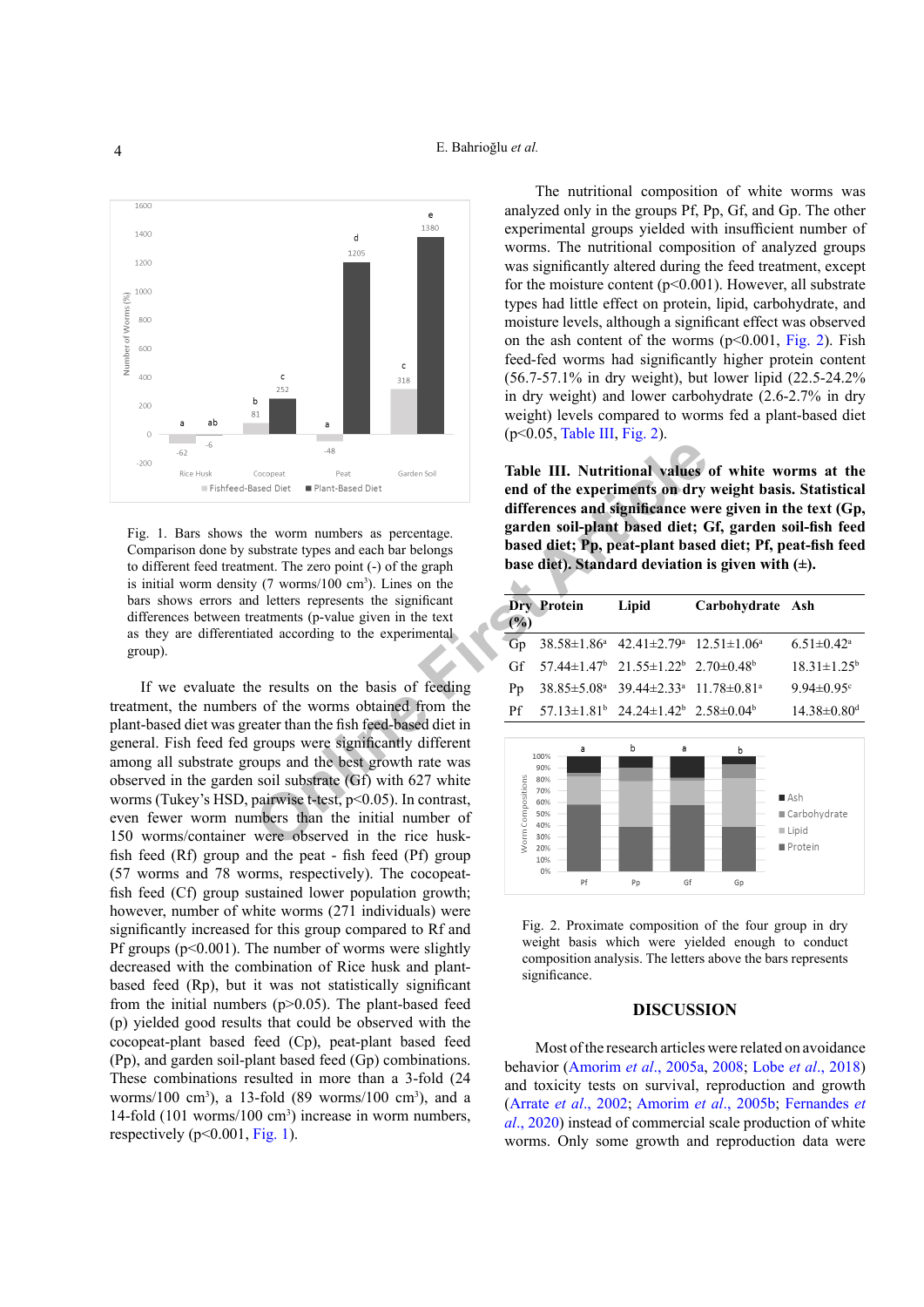Fig. 1. Bars shows the worm numbers as percentage. Comparison done by substrate types and each bar belongs to different feed treatment. The zero point (-) of the graph is initial worm density (7 worms/100 $cm^3$). Lines on the bars shows errors and letters represents the significant differences between treatments (p-value given in the text as they are differentiated according to the experimental group).

If we evaluate the results on the basis of feeding treatment, the numbers of the worms obtained from the plant-based diet was greater than the fish feed-based diet in general. Fish feed fed groups were significantly different among all substrate groups and the best growth rate was observed in the garden soil substrate (Gf) with 627 white worms (Tukey's HSD, pairwise t-test, $p<0.05$). In contrast, even fewer worm numbers than the initial number of 150 worms/container were observed in the rice husk-fish feed (Rf) group and the peat - fish feed (Pf) group (57 worms and 78 worms, respectively). The cocopeat-fish feed (Cf) group sustained lower population growth; however, number of white worms (271 individuals) were significantly increased for this group compared to Rf and Pf groups ($p<0.001$). The number of worms were slightly decreased with the combination of Rice husk and plant-based feed (Rp), but it was not statistically significant from the initial numbers ($p>0.05$). The plant-based feed (p) yielded good results that could be observed with the cocopeat-plant based feed (Cp), peat-plant based feed (Pp), and garden soil-plant based feed (Gp) combinations. These combinations resulted in more than a 3-fold (24 worms/100 $cm^3$), a 13-fold (89 worms/100 $cm^3$), and a 14-fold (101 worms/100 $cm^3$) increase in worm numbers, respectively ($p<0.001$, Fig. 1).

The nutritional composition of white worms was analyzed only in the groups Pf, Pp, Gf, and Gp. The other experimental groups yielded with insufficient number of worms. The nutritional composition of analyzed groups was significantly altered during the feed treatment, except for the moisture content ($p<0.001$). However, all substrate types had little effect on protein, lipid, carbohydrate, and moisture levels, although a significant effect was observed on the ash content of the worms ($p<0.001$, Fig. 2). Fish feed-fed worms had significantly higher protein content (56.7-57.1% in dry weight), but lower lipid (22.5-24.2% in dry weight) and lower carbohydrate (2.6-2.7% in dry weight) levels compared to worms fed a plant-based diet ($p<0.05$, Table III, Fig. 2).

**Table III. Nutritional values of white worms at the end of the experiments on dry weight basis. Statistical differences and significance were given in the text (Gp, garden soil-plant based diet; Gf, garden soil-fish feed based diet; Pp, peat-plant based diet; Pf, peat-fish feed base diet). Standard deviation is given with (±).**

| Dry (%) | Protein | Lipid | Carbohydrate | Ash |
|---|---|---|---|---|
| Gp | 38.58±1.86[a] | 42.41±2.79[a] | 12.51±1.06[a] | 6.51±0.42[a] |
| Gf | 57.44±1.47[b] | 21.55±1.22[b] | 2.70±0.48[b] | 18.31±1.25[b] |
| Pp | 38.85±5.08[a] | 39.44±2.33[a] | 11.78±0.81[a] | 9.94±0.95[c] |
| Pf | 57.13±1.81[b] | 24.24±1.42[b] | 2.58±0.04[b] | 14.38±0.80[d] |

Fig. 2. Proximate composition of the four group in dry weight basis which were yielded enough to conduct composition analysis. The letters above the bars represents significance.

## DISCUSSION

Most of the research articles were related on avoidance behavior (Amorim *et al*., 2005a, 2008; Lobe *et al*., 2018) and toxicity tests on survival, reproduction and growth (Arrate *et al*., 2002; Amorim *et al*., 2005b; Fernandes *et al*., 2020) instead of commercial scale production of white worms. Only some growth and reproduction data were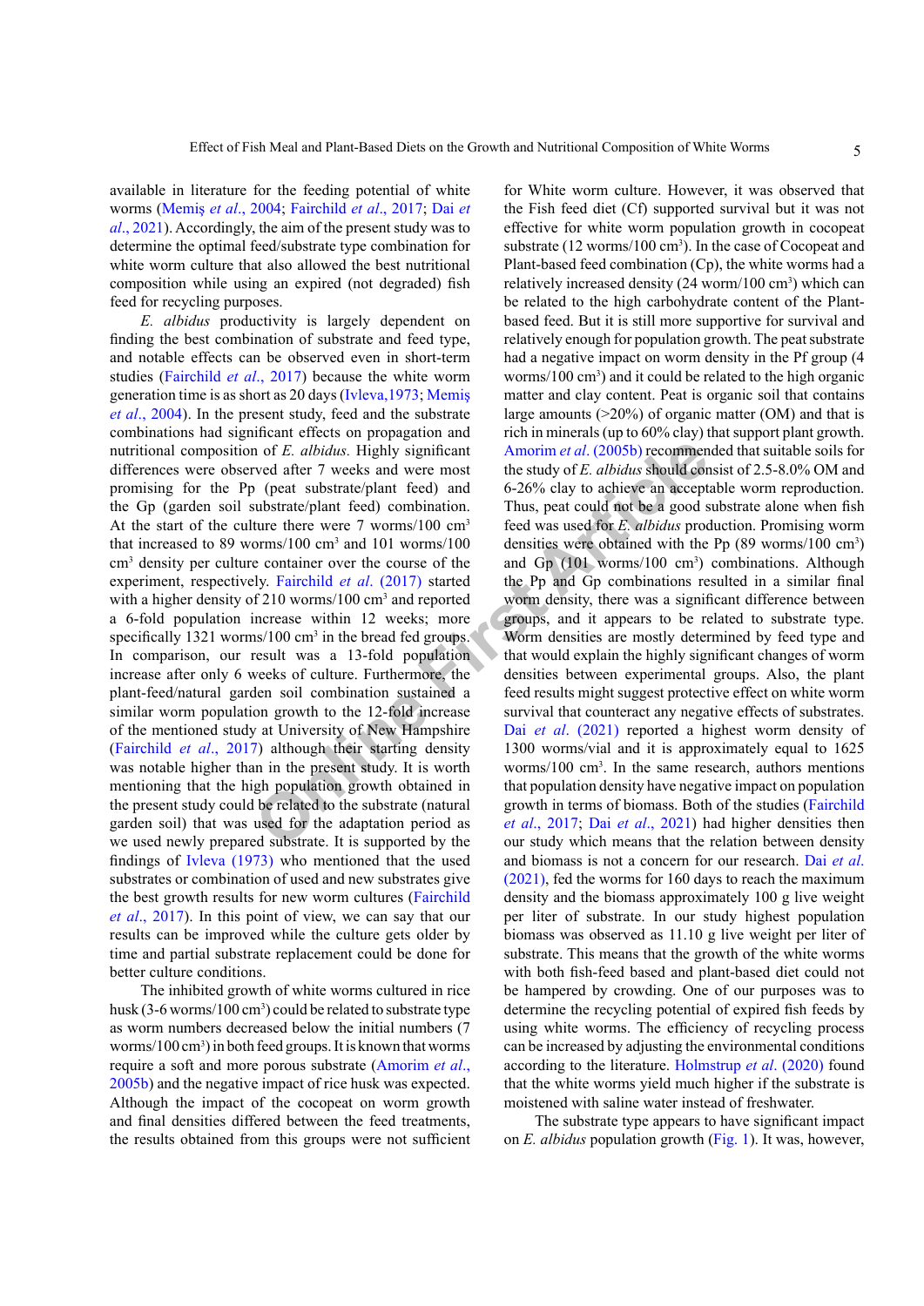available in literature for the feeding potential of white worms (Memiş *et al*., 2004; Fairchild *et al*., 2017; Dai *et al*., 2021). Accordingly, the aim of the present study was to determine the optimal feed/substrate type combination for white worm culture that also allowed the best nutritional composition while using an expired (not degraded) fish feed for recycling purposes.

*E. albidus* productivity is largely dependent on finding the best combination of substrate and feed type, and notable effects can be observed even in short-term studies (Fairchild *et al*., 2017) because the white worm generation time is as short as 20 days (Ivleva,1973; Memiş *et al*., 2004). In the present study, feed and the substrate combinations had significant effects on propagation and nutritional composition of *E. albidus*. Highly significant differences were observed after 7 weeks and were most promising for the Pp (peat substrate/plant feed) and the Gp (garden soil substrate/plant feed) combination. At the start of the culture there were 7 worms/100 cm$^3$ that increased to 89 worms/100 cm$^3$ and 101 worms/100 cm$^3$ density per culture container over the course of the experiment, respectively. Fairchild *et al*. (2017) started with a higher density of 210 worms/100 cm$^3$ and reported a 6-fold population increase within 12 weeks; more specifically 1321 worms/100 cm$^3$ in the bread fed groups. In comparison, our result was a 13-fold population increase after only 6 weeks of culture. Furthermore, the plant-feed/natural garden soil combination sustained a similar worm population growth to the 12-fold increase of the mentioned study at University of New Hampshire (Fairchild *et al*., 2017) although their starting density was notable higher than in the present study. It is worth mentioning that the high population growth obtained in the present study could be related to the substrate (natural garden soil) that was used for the adaptation period as we used newly prepared substrate. It is supported by the findings of Ivleva (1973) who mentioned that the used substrates or combination of used and new substrates give the best growth results for new worm cultures (Fairchild *et al*., 2017). In this point of view, we can say that our results can be improved while the culture gets older by time and partial substrate replacement could be done for better culture conditions.

The inhibited growth of white worms cultured in rice husk (3-6 worms/100 cm$^3$) could be related to substrate type as worm numbers decreased below the initial numbers (7 worms/100 cm$^3$) in both feed groups. It is known that worms require a soft and more porous substrate (Amorim *et al*., 2005b) and the negative impact of rice husk was expected. Although the impact of the cocopeat on worm growth and final densities differed between the feed treatments, the results obtained from this groups were not sufficient for White worm culture. However, it was observed that the Fish feed diet (Cf) supported survival but it was not effective for white worm population growth in cocopeat substrate (12 worms/100 cm$^3$). In the case of Cocopeat and Plant-based feed combination (Cp), the white worms had a relatively increased density (24 worm/100 cm$^3$) which can be related to the high carbohydrate content of the Plant-based feed. But it is still more supportive for survival and relatively enough for population growth. The peat substrate had a negative impact on worm density in the Pf group (4 worms/100 cm$^3$) and it could be related to the high organic matter and clay content. Peat is organic soil that contains large amounts (>20%) of organic matter (OM) and that is rich in minerals (up to 60% clay) that support plant growth. Amorim *et al*. (2005b) recommended that suitable soils for the study of *E. albidus* should consist of 2.5-8.0% OM and 6-26% clay to achieve an acceptable worm reproduction. Thus, peat could not be a good substrate alone when fish feed was used for *E. albidus* production. Promising worm densities were obtained with the Pp (89 worms/100 cm$^3$) and Gp (101 worms/100 cm$^3$) combinations. Although the Pp and Gp combinations resulted in a similar final worm density, there was a significant difference between groups, and it appears to be related to substrate type. Worm densities are mostly determined by feed type and that would explain the highly significant changes of worm densities between experimental groups. Also, the plant feed results might suggest protective effect on white worm survival that counteract any negative effects of substrates. Dai *et al*. (2021) reported a highest worm density of 1300 worms/vial and it is approximately equal to 1625 worms/100 cm$^3$. In the same research, authors mentions that population density have negative impact on population growth in terms of biomass. Both of the studies (Fairchild *et al*., 2017; Dai *et al*., 2021) had higher densities then our study which means that the relation between density and biomass is not a concern for our research. Dai *et al*. (2021), fed the worms for 160 days to reach the maximum density and the biomass approximately 100 g live weight per liter of substrate. In our study highest population biomass was observed as 11.10 g live weight per liter of substrate. This means that the growth of the white worms with both fish-feed based and plant-based diet could not be hampered by crowding. One of our purposes was to determine the recycling potential of expired fish feeds by using white worms. The efficiency of recycling process can be increased by adjusting the environmental conditions according to the literature. Holmstrup *et al*. (2020) found that the white worms yield much higher if the substrate is moistened with saline water instead of freshwater.

The substrate type appears to have significant impact on *E. albidus* population growth (Fig. 1). It was, however,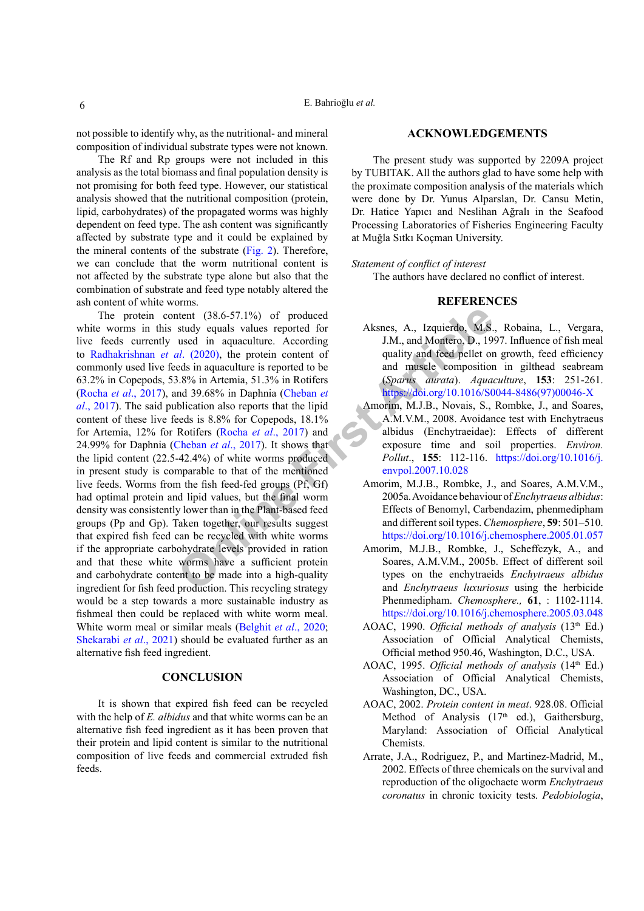not possible to identify why, as the nutritional- and mineral composition of individual substrate types were not known.

The Rf and Rp groups were not included in this analysis as the total biomass and final population density is not promising for both feed type. However, our statistical analysis showed that the nutritional composition (protein, lipid, carbohydrates) of the propagated worms was highly dependent on feed type. The ash content was significantly affected by substrate type and it could be explained by the mineral contents of the substrate (Fig. 2). Therefore, we can conclude that the worm nutritional content is not affected by the substrate type alone but also that the combination of substrate and feed type notably altered the ash content of white worms.

The protein content (38.6-57.1%) of produced white worms in this study equals values reported for live feeds currently used in aquaculture. According to Radhakrishnan *et al*. (2020), the protein content of commonly used live feeds in aquaculture is reported to be 63.2% in Copepods, 53.8% in Artemia, 51.3% in Rotifers (Rocha *et al*., 2017), and 39.68% in Daphnia (Cheban *et al*., 2017). The said publication also reports that the lipid content of these live feeds is 8.8% for Copepods, 18.1% for Artemia, 12% for Rotifers (Rocha *et al*., 2017) and 24.99% for Daphnia (Cheban *et al*., 2017). It shows that the lipid content (22.5-42.4%) of white worms produced in present study is comparable to that of the mentioned live feeds. Worms from the fish feed-fed groups (Pf, Gf) had optimal protein and lipid values, but the final worm density was consistently lower than in the Plant-based feed groups (Pp and Gp). Taken together, our results suggest that expired fish feed can be recycled with white worms if the appropriate carbohydrate levels provided in ration and that these white worms have a sufficient protein and carbohydrate content to be made into a high-quality ingredient for fish feed production. This recycling strategy would be a step towards a more sustainable industry as fishmeal then could be replaced with white worm meal. White worm meal or similar meals (Belghit *et al*., 2020; Shekarabi *et al*., 2021) should be evaluated further as an alternative fish feed ingredient.

## CONCLUSION

It is shown that expired fish feed can be recycled with the help of *E. albidus* and that white worms can be an alternative fish feed ingredient as it has been proven that their protein and lipid content is similar to the nutritional composition of live feeds and commercial extruded fish feeds.

## ACKNOWLEDGEMENTS

The present study was supported by 2209A project by TUBITAK. All the authors glad to have some help with the proximate composition analysis of the materials which were done by Dr. Yunus Alparslan, Dr. Cansu Metin, Dr. Hatice Yapıcı and Neslihan Ağralı in the Seafood Processing Laboratories of Fisheries Engineering Faculty at Muğla Sıtkı Koçman University.

*Statement of conflict of interest*

The authors have declared no conflict of interest.

## REFERENCES

Aksnes, A., Izquierdo, M.S., Robaina, L., Vergara, J.M., and Montero, D., 1997. Influence of fish meal quality and feed pellet on growth, feed efficiency and muscle composition in gilthead seabream (*Sparus aurata*). *Aquaculture*, **153**: 251-261. https://doi.org/10.1016/S0044-8486(97)00046-X

Amorim, M.J.B., Novais, S., Rombke, J., and Soares, A.M.V.M., 2008. Avoidance test with Enchytraeus albidus (Enchytraeidae): Effects of different exposure time and soil properties. *Environ. Pollut*., **155**: 112-116. https://doi.org/10.1016/j.envpol.2007.10.028

Amorim, M.J.B., Rombke, J., and Soares, A.M.V.M., 2005a. Avoidance behaviour of *Enchytraeus albidus*: Effects of Benomyl, Carbendazim, phenmedipham and different soil types. *Chemosphere*, **59**: 501–510. https://doi.org/10.1016/j.chemosphere.2005.01.057

Amorim, M.J.B., Rombke, J., Scheffczyk, A., and Soares, A.M.V.M., 2005b. Effect of different soil types on the enchytraeids *Enchytraeus albidus* and *Enchytraeus luxuriosus* using the herbicide Phenmedipham. *Chemosphere.*, **61**, : 1102-1114. https://doi.org/10.1016/j.chemosphere.2005.03.048

AOAC, 1990. *Official methods of analysis* (13th Ed.) Association of Official Analytical Chemists, Official method 950.46, Washington, D.C., USA.

AOAC, 1995. *Official methods of analysis* (14th Ed.) Association of Official Analytical Chemists, Washington, DC., USA.

AOAC, 2002. *Protein content in meat*. 928.08. Official Method of Analysis (17th ed.), Gaithersburg, Maryland: Association of Official Analytical Chemists.

Arrate, J.A., Rodriguez, P., and Martinez-Madrid, M., 2002. Effects of three chemicals on the survival and reproduction of the oligochaete worm *Enchytraeus coronatus* in chronic toxicity tests. *Pedobiologia*,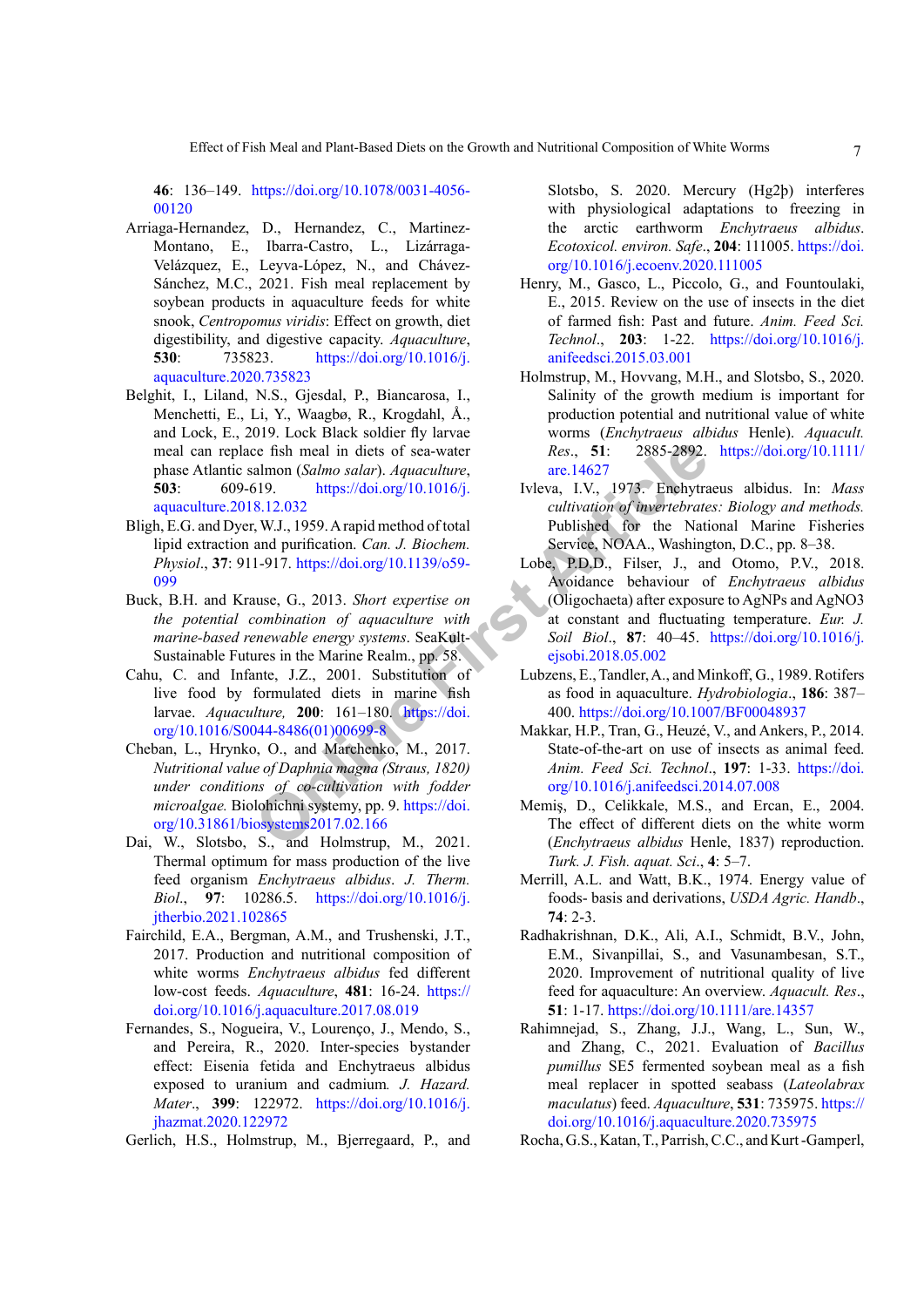**46**: 136–149. https://doi.org/10.1078/0031-4056-00120

Arriaga-Hernandez, D., Hernandez, C., Martinez-Montano, E., Ibarra-Castro, L., Lizárraga-Velázquez, E., Leyva-López, N., and Chávez-Sánchez, M.C., 2021. Fish meal replacement by soybean products in aquaculture feeds for white snook, *Centropomus viridis*: Effect on growth, diet digestibility, and digestive capacity. *Aquaculture*, **530**: 735823. https://doi.org/10.1016/j.aquaculture.2020.735823

Belghit, I., Liland, N.S., Gjesdal, P., Biancarosa, I., Menchetti, E., Li, Y., Waagbø, R., Krogdahl, Å., and Lock, E., 2019. Lock Black soldier fly larvae meal can replace fish meal in diets of sea-water phase Atlantic salmon (*Salmo salar*). *Aquaculture*, **503**: 609-619. https://doi.org/10.1016/j.aquaculture.2018.12.032

Bligh, E.G. and Dyer, W.J., 1959. A rapid method of total lipid extraction and purification. *Can. J. Biochem. Physiol*., **37**: 911-917. https://doi.org/10.1139/o59-099

Buck, B.H. and Krause, G., 2013. *Short expertise on the potential combination of aquaculture with marine-based renewable energy systems*. SeaKult-Sustainable Futures in the Marine Realm., pp. 58.

Cahu, C. and Infante, J.Z., 2001. Substitution of live food by formulated diets in marine fish larvae. *Aquaculture,* **200**: 161–180. https://doi.org/10.1016/S0044-8486(01)00699-8

Cheban, L., Hrynko, O., and Marchenko, M., 2017. *Nutritional value of Daphnia magna (Straus, 1820) under conditions of co-cultivation with fodder microalgae.* Biolohichni systemy, pp. 9. https://doi.org/10.31861/biosystems2017.02.166

Dai, W., Slotsbo, S., and Holmstrup, M., 2021. Thermal optimum for mass production of the live feed organism *Enchytraeus albidus*. *J. Therm. Biol*., **97**: 10286.5. https://doi.org/10.1016/j.jtherbio.2021.102865

Fairchild, E.A., Bergman, A.M., and Trushenski, J.T., 2017. Production and nutritional composition of white worms *Enchytraeus albidus* fed different low-cost feeds. *Aquaculture*, **481**: 16-24. https://doi.org/10.1016/j.aquaculture.2017.08.019

Fernandes, S., Nogueira, V., Lourenço, J., Mendo, S., and Pereira, R., 2020. Inter-species bystander effect: Eisenia fetida and Enchytraeus albidus exposed to uranium and cadmium*. J. Hazard. Mater*., **399**: 122972. https://doi.org/10.1016/j.jhazmat.2020.122972

Gerlich, H.S., Holmstrup, M., Bjerregaard, P., and Slotsbo, S. 2020. Mercury (Hg2þ) interferes with physiological adaptations to freezing in the arctic earthworm *Enchytraeus albidus*. *Ecotoxicol. environ. Safe*., **204**: 111005. https://doi.org/10.1016/j.ecoenv.2020.111005

Henry, M., Gasco, L., Piccolo, G., and Fountoulaki, E., 2015. Review on the use of insects in the diet of farmed fish: Past and future. *Anim. Feed Sci. Technol*., **203**: 1-22. https://doi.org/10.1016/j.anifeedsci.2015.03.001

Holmstrup, M., Hovvang, M.H., and Slotsbo, S., 2020. Salinity of the growth medium is important for production potential and nutritional value of white worms (*Enchytraeus albidus* Henle). *Aquacult. Res*., **51**: 2885-2892. https://doi.org/10.1111/are.14627

Ivleva, I.V., 1973. Enchytraeus albidus. In: *Mass cultivation of invertebrates: Biology and methods.* Published for the National Marine Fisheries Service, NOAA., Washington, D.C., pp. 8–38.

Lobe, P.D.D., Filser, J., and Otomo, P.V., 2018. Avoidance behaviour of *Enchytraeus albidus* (Oligochaeta) after exposure to AgNPs and AgNO3 at constant and fluctuating temperature. *Eur. J. Soil Biol*., **87**: 40–45. https://doi.org/10.1016/j.ejsobi.2018.05.002

Lubzens, E., Tandler, A., and Minkoff, G., 1989. Rotifers as food in aquaculture. *Hydrobiologia*., **186**: 387–400. https://doi.org/10.1007/BF00048937

Makkar, H.P., Tran, G., Heuzé, V., and Ankers, P., 2014. State-of-the-art on use of insects as animal feed. *Anim. Feed Sci. Technol*., **197**: 1-33. https://doi.org/10.1016/j.anifeedsci.2014.07.008

Memiş, D., Celikkale, M.S., and Ercan, E., 2004. The effect of different diets on the white worm (*Enchytraeus albidus* Henle, 1837) reproduction. *Turk. J. Fish. aquat. Sci*., **4**: 5–7.

Merrill, A.L. and Watt, B.K., 1974. Energy value of foods- basis and derivations, *USDA Agric. Handb*., **74**: 2-3.

Radhakrishnan, D.K., Ali, A.I., Schmidt, B.V., John, E.M., Sivanpillai, S., and Vasunambesan, S.T., 2020. Improvement of nutritional quality of live feed for aquaculture: An overview. *Aquacult. Res*., **51**: 1-17. https://doi.org/10.1111/are.14357

Rahimnejad, S., Zhang, J.J., Wang, L., Sun, W., and Zhang, C., 2021. Evaluation of *Bacillus pumillus* SE5 fermented soybean meal as a fish meal replacer in spotted seabass (*Lateolabrax maculatus*) feed. *Aquaculture*, **531**: 735975. https://doi.org/10.1016/j.aquaculture.2020.735975

Rocha, G.S., Katan, T., Parrish, C.C., and Kurt -Gamperl,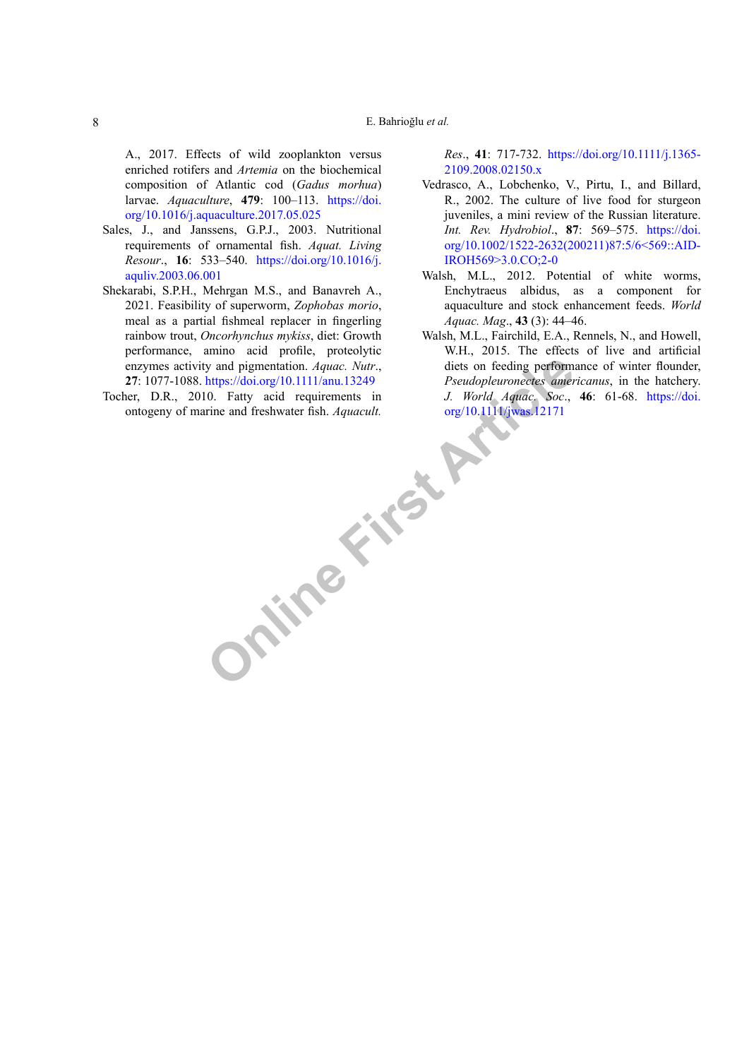A., 2017. Effects of wild zooplankton versus enriched rotifers and *Artemia* on the biochemical composition of Atlantic cod (*Gadus morhua*) larvae. *Aquaculture*, **479**: 100–113. https://doi.org/10.1016/j.aquaculture.2017.05.025

Sales, J., and Janssens, G.P.J., 2003. Nutritional requirements of ornamental fish. *Aquat. Living Resour.*, **16**: 533–540. https://doi.org/10.1016/j.aquliv.2003.06.001

Shekarabi, S.P.H., Mehrgan M.S., and Banavreh A., 2021. Feasibility of superworm, *Zophobas morio*, meal as a partial fishmeal replacer in fingerling rainbow trout, *Oncorhynchus mykiss*, diet: Growth performance, amino acid profile, proteolytic enzymes activity and pigmentation. *Aquac. Nutr.*, **27**: 1077-1088. https://doi.org/10.1111/anu.13249

Tocher, D.R., 2010. Fatty acid requirements in ontogeny of marine and freshwater fish. *Aquacult. Res.*, **41**: 717-732. https://doi.org/10.1111/j.1365-2109.2008.02150.x

Vedrasco, A., Lobchenko, V., Pirtu, I., and Billard, R., 2002. The culture of live food for sturgeon juveniles, a mini review of the Russian literature. *Int. Rev. Hydrobiol.*, **87**: 569–575. https://doi.org/10.1002/1522-2632(200211)87:5/6<569::AID-IROH569>3.0.CO;2-0

Walsh, M.L., 2012. Potential of white worms, Enchytraeus albidus, as a component for aquaculture and stock enhancement feeds. *World Aquac. Mag.*, **43** (3): 44–46.

Walsh, M.L., Fairchild, E.A., Rennels, N., and Howell, W.H., 2015. The effects of live and artificial diets on feeding performance of winter flounder, *Pseudopleuronectes americanus*, in the hatchery. *J. World Aquac. Soc.*, **46**: 61-68. https://doi.org/10.1111/jwas.12171